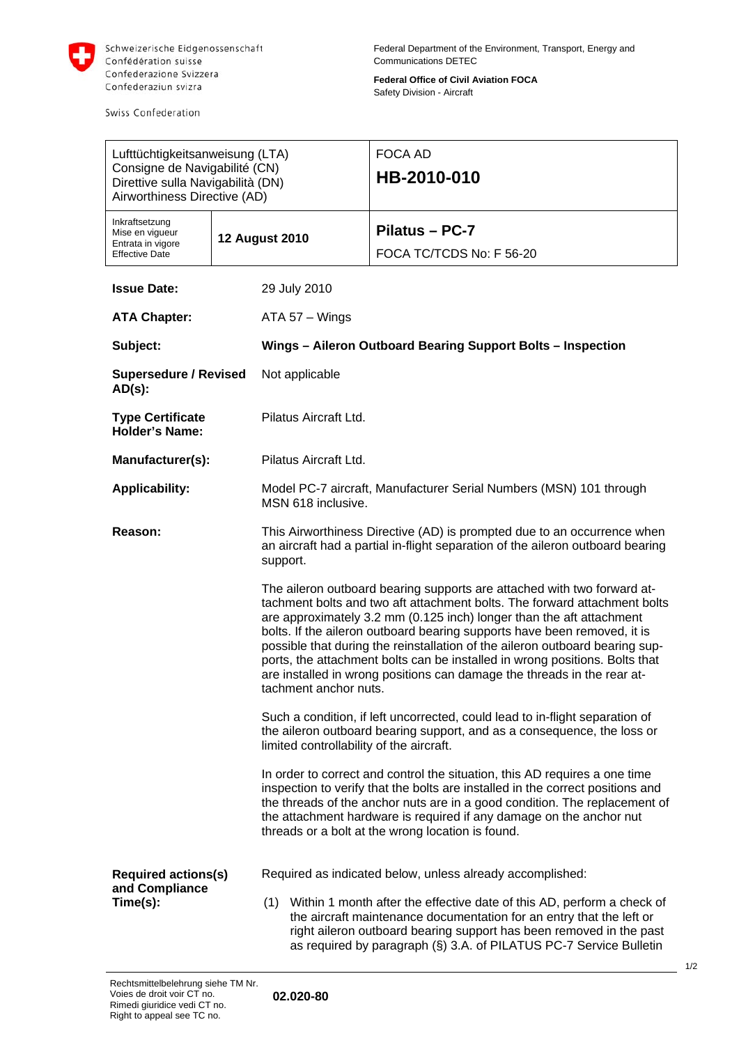Schweizerische Eidgenossenschaft
Confédération suisse
Confederazione Svizzera
Confederaziun svizra

Swiss Confederation

Federal Department of the Environment, Transport, Energy and Communications DETEC

**Federal Office of Civil Aviation FOCA**
Safety Division - Aircraft

| Lufttüchtigkeitsanweisung (LTA)<br>Consigne de Navigabilité (CN)<br>Direttive sulla Navigabilità (DN)<br>Airworthiness Directive (AD) | | FOCA AD<br>**HB-2010-010** |
|---|---|---|
| Inkraftsetzung<br>Mise en vigueur<br>Entrata in vigore<br>Effective Date | **12 August 2010** | **Pilatus – PC-7**<br>FOCA TC/TCDS No: F 56-20 |

**Issue Date:** 29 July 2010

**ATA Chapter:** ATA 57 – Wings

**Subject:** **Wings – Aileron Outboard Bearing Support Bolts – Inspection**

**Supersedure / Revised AD(s):** Not applicable

**Type Certificate Holder's Name:** Pilatus Aircraft Ltd.

**Manufacturer(s):** Pilatus Aircraft Ltd.

**Applicability:** Model PC-7 aircraft, Manufacturer Serial Numbers (MSN) 101 through MSN 618 inclusive.

**Reason:**

This Airworthiness Directive (AD) is prompted due to an occurrence when an aircraft had a partial in-flight separation of the aileron outboard bearing support.

The aileron outboard bearing supports are attached with two forward attachment bolts and two aft attachment bolts. The forward attachment bolts are approximately 3.2 mm (0.125 inch) longer than the aft attachment bolts. If the aileron outboard bearing supports have been removed, it is possible that during the reinstallation of the aileron outboard bearing supports, the attachment bolts can be installed in wrong positions. Bolts that are installed in wrong positions can damage the threads in the rear attachment anchor nuts.

Such a condition, if left uncorrected, could lead to in-flight separation of the aileron outboard bearing support, and as a consequence, the loss or limited controllability of the aircraft.

In order to correct and control the situation, this AD requires a one time inspection to verify that the bolts are installed in the correct positions and the threads of the anchor nuts are in a good condition. The replacement of the attachment hardware is required if any damage on the anchor nut threads or a bolt at the wrong location is found.

**Required actions(s) and Compliance Time(s):**

Required as indicated below, unless already accomplished:

(1) Within 1 month after the effective date of this AD, perform a check of the aircraft maintenance documentation for an entry that the left or right aileron outboard bearing support has been removed in the past as required by paragraph (§) 3.A. of PILATUS PC-7 Service Bulletin

Rechtsmittelbelehrung siehe TM Nr.
Voies de droit voir CT no.
Rimedi giuridice vedi CT no.
Right to appeal see TC no.

**02.020-80**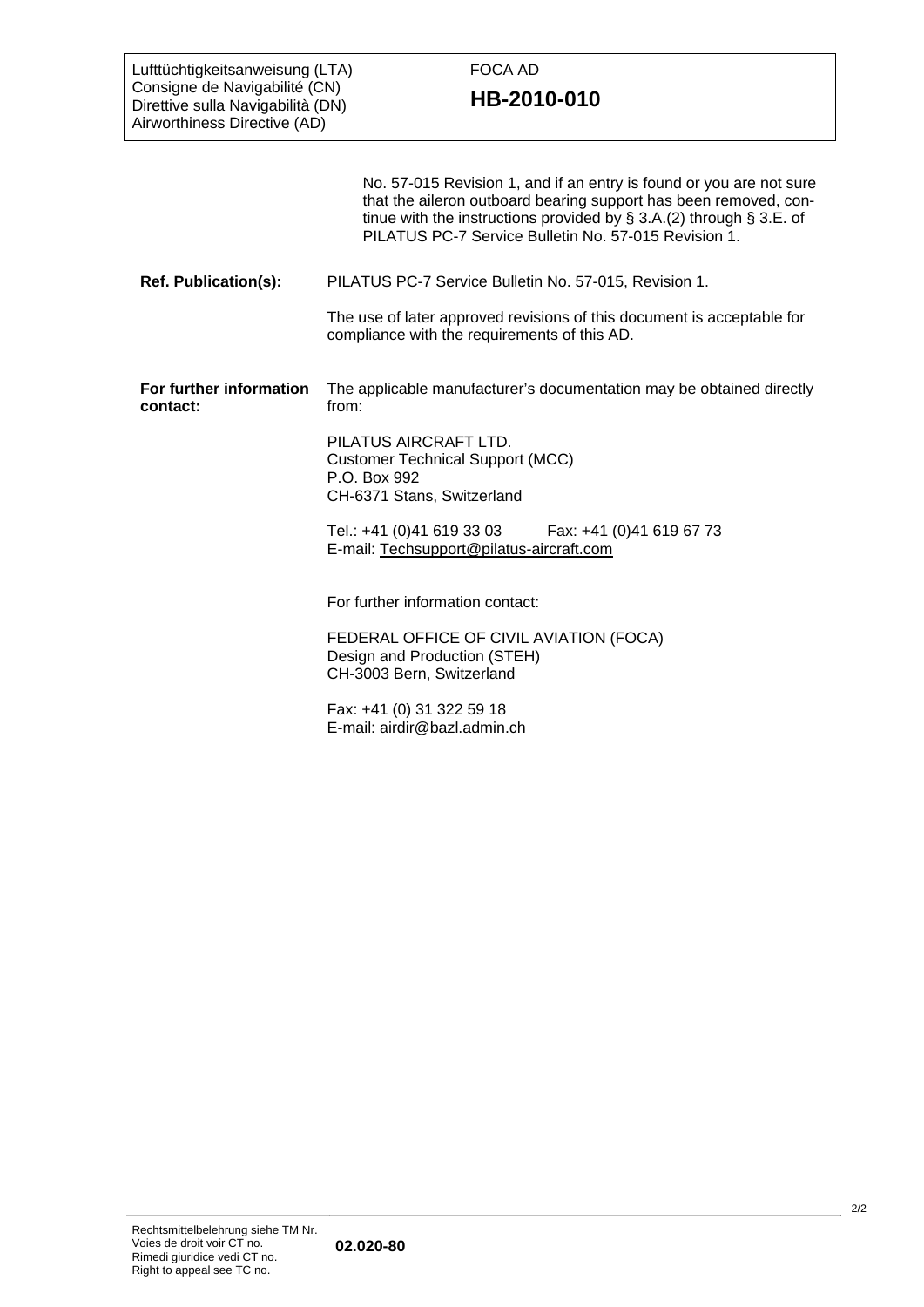No. 57-015 Revision 1, and if an entry is found or you are not sure that the aileron outboard bearing support has been removed, continue with the instructions provided by § 3.A.(2) through § 3.E. of PILATUS PC-7 Service Bulletin No. 57-015 Revision 1.

| | |
|---|---|
| **Ref. Publication(s):** | PILATUS PC-7 Service Bulletin No. 57-015, Revision 1.<br><br>The use of later approved revisions of this document is acceptable for compliance with the requirements of this AD. |
| **For further information contact:** | The applicable manufacturer's documentation may be obtained directly from:<br><br>PILATUS AIRCRAFT LTD.<br>Customer Technical Support (MCC)<br>P.O. Box 992<br>CH-6371 Stans, Switzerland<br><br>Tel.: +41 (0)41 619 33 03 Fax: +41 (0)41 619 67 73<br>E-mail: Techsupport@pilatus-aircraft.com<br><br>For further information contact:<br><br>FEDERAL OFFICE OF CIVIL AVIATION (FOCA)<br>Design and Production (STEH)<br>CH-3003 Bern, Switzerland<br><br>Fax: +41 (0) 31 322 59 18<br>E-mail: airdir@bazl.admin.ch |

Rechtsmittelbelehrung siehe TM Nr.
Voies de droit voir CT no.
Rimedi giuridice vedi CT no.
Right to appeal see TC no.

**02.020-80**